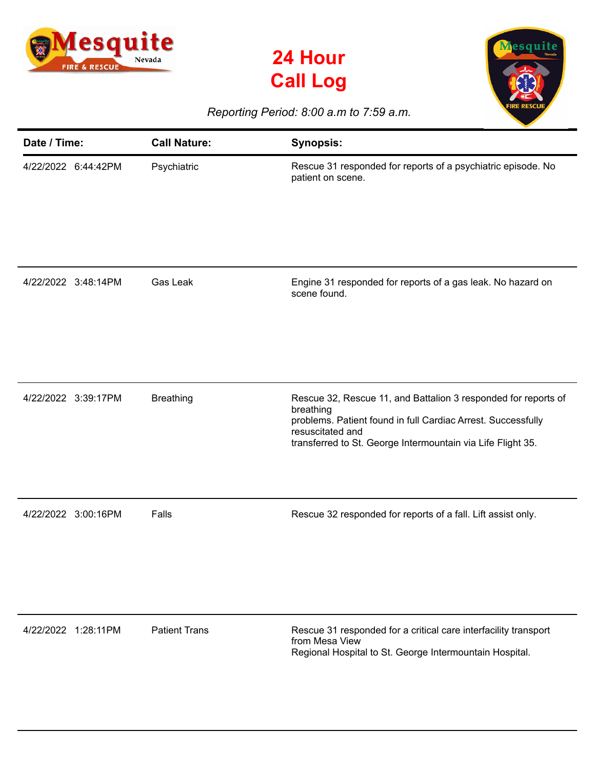# 24 Hour Call Log

*Reporting Period: 8:00 a.m to 7:59 a.m.*

| Date / Time: | Call Nature: | Synopsis: |
|---|---|---|
| 4/22/2022 6:44:42PM | Psychiatric | Rescue 31 responded for reports of a psychiatric episode. No patient on scene. |
| 4/22/2022 3:48:14PM | Gas Leak | Engine 31 responded for reports of a gas leak. No hazard on scene found. |
| 4/22/2022 3:39:17PM | Breathing | Rescue 32, Rescue 11, and Battalion 3 responded for reports of breathing problems. Patient found in full Cardiac Arrest. Successfully resuscitated and transferred to St. George Intermountain via Life Flight 35. |
| 4/22/2022 3:00:16PM | Falls | Rescue 32 responded for reports of a fall. Lift assist only. |
| 4/22/2022 1:28:11PM | Patient Trans | Rescue 31 responded for a critical care interfacility transport from Mesa View Regional Hospital to St. George Intermountain Hospital. |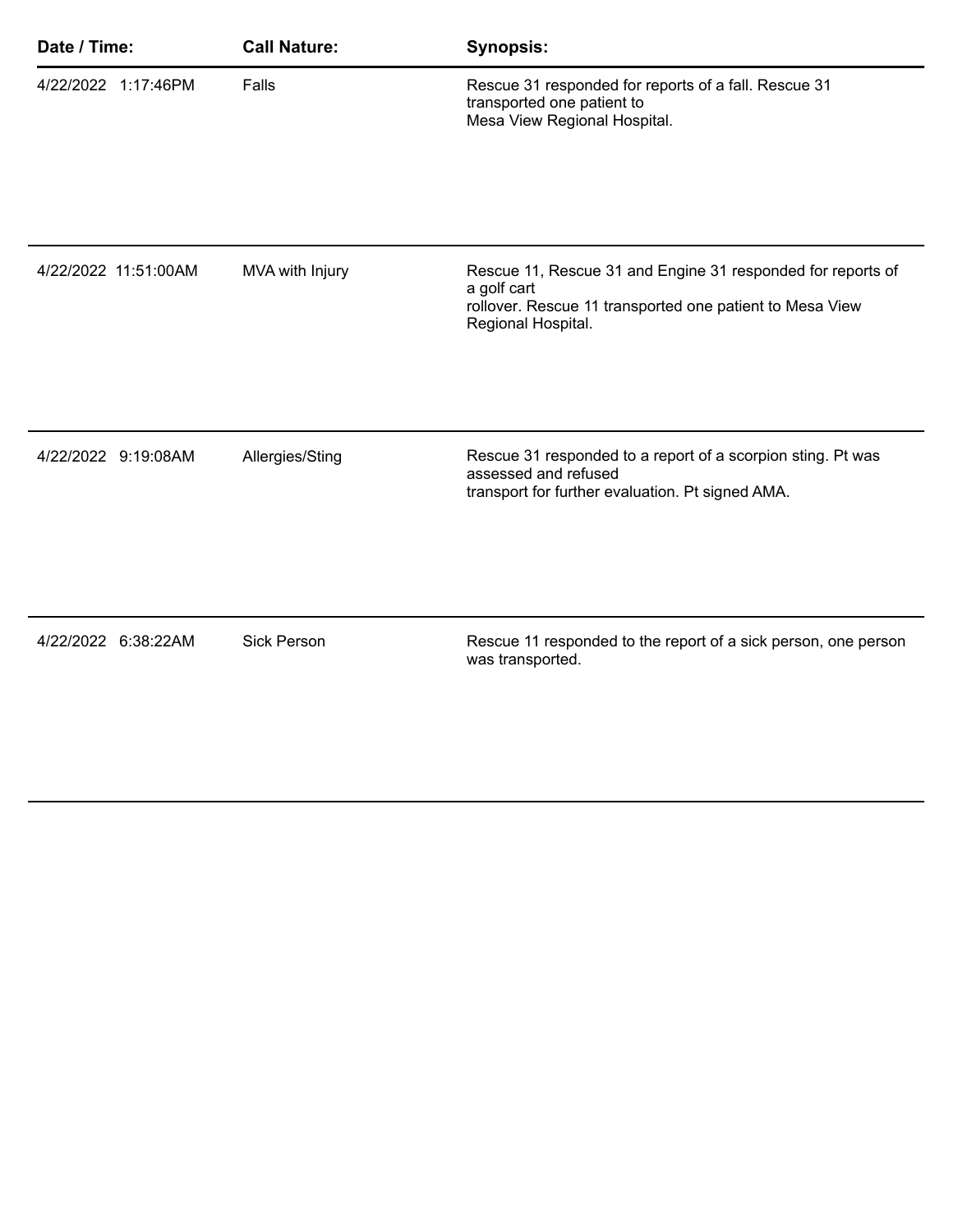| Date / Time: | Call Nature: | Synopsis: |
|---|---|---|
| 4/22/2022 1:17:46PM | Falls | Rescue 31 responded for reports of a fall. Rescue 31 transported one patient to Mesa View Regional Hospital. |
| 4/22/2022 11:51:00AM | MVA with Injury | Rescue 11, Rescue 31 and Engine 31 responded for reports of a golf cart rollover. Rescue 11 transported one patient to Mesa View Regional Hospital. |
| 4/22/2022 9:19:08AM | Allergies/Sting | Rescue 31 responded to a report of a scorpion sting. Pt was assessed and refused transport for further evaluation. Pt signed AMA. |
| 4/22/2022 6:38:22AM | Sick Person | Rescue 11 responded to the report of a sick person, one person was transported. |